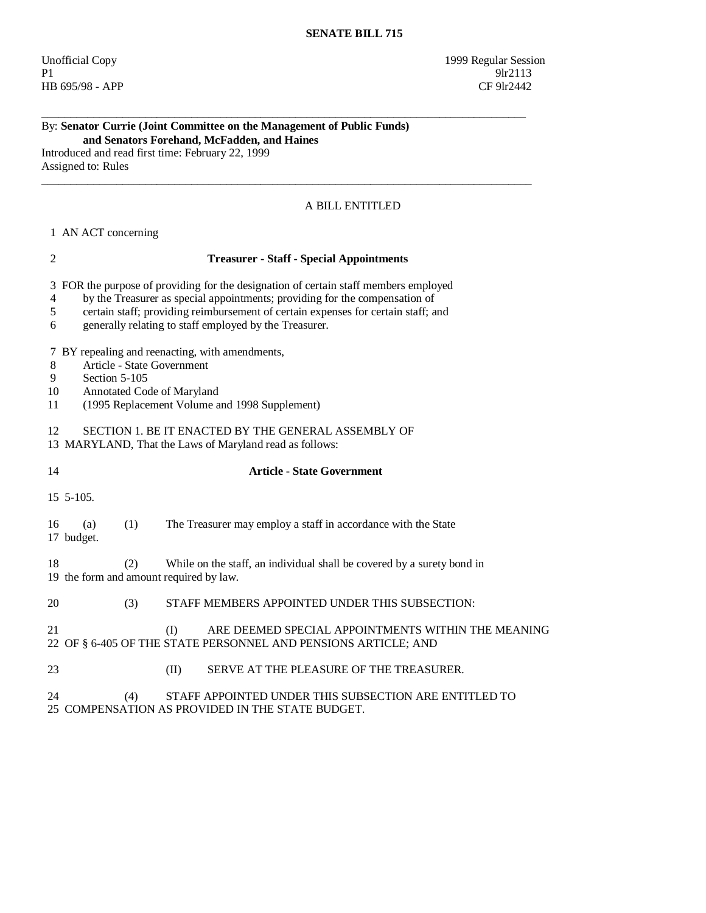# SENATE BILL 715

Unofficial Copy
P1
HB 695/98 - APP

1999 Regular Session
9lr2113
CF 9lr2442

---

By: **Senator Currie (Joint Committee on the Management of Public Funds) and Senators Forehand, McFadden, and Haines**
Introduced and read first time: February 22, 1999
Assigned to: Rules

---

A BILL ENTITLED

1 AN ACT concerning

2 **Treasurer - Staff - Special Appointments**

3 FOR the purpose of providing for the designation of certain staff members employed
4 by the Treasurer as special appointments; providing for the compensation of
5 certain staff; providing reimbursement of certain expenses for certain staff; and
6 generally relating to staff employed by the Treasurer.

7 BY repealing and reenacting, with amendments,
8 Article - State Government
9 Section 5-105
10 Annotated Code of Maryland
11 (1995 Replacement Volume and 1998 Supplement)

12 SECTION 1. BE IT ENACTED BY THE GENERAL ASSEMBLY OF
13 MARYLAND, That the Laws of Maryland read as follows:

14 **Article - State Government**

15 5-105.

16 (a) (1) The Treasurer may employ a staff in accordance with the State
17 budget.

18 (2) While on the staff, an individual shall be covered by a surety bond in
19 the form and amount required by law.

20 (3) STAFF MEMBERS APPOINTED UNDER THIS SUBSECTION:

21 (I) ARE DEEMED SPECIAL APPOINTMENTS WITHIN THE MEANING
22 OF § 6-405 OF THE STATE PERSONNEL AND PENSIONS ARTICLE; AND

23 (II) SERVE AT THE PLEASURE OF THE TREASURER.

24 (4) STAFF APPOINTED UNDER THIS SUBSECTION ARE ENTITLED TO
25 COMPENSATION AS PROVIDED IN THE STATE BUDGET.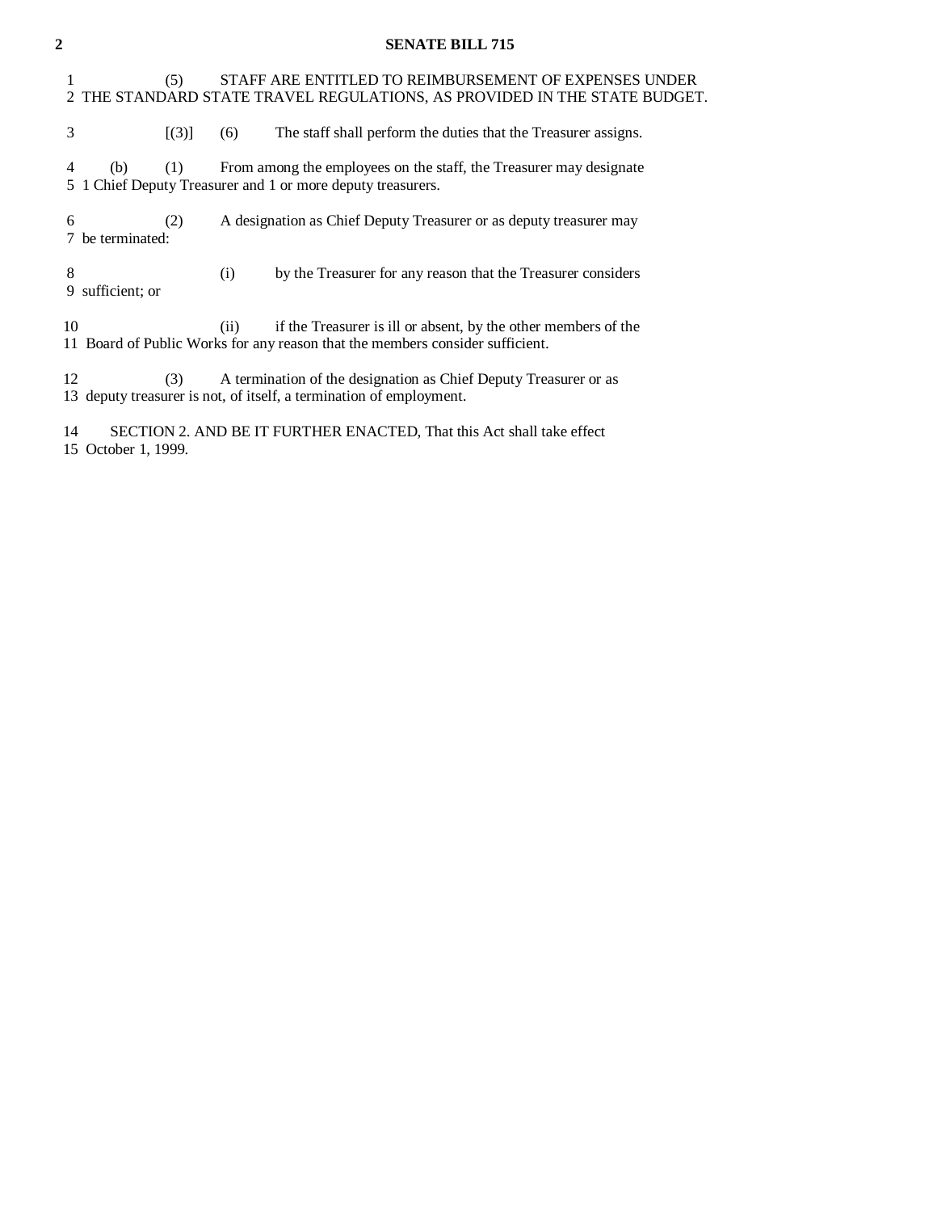(5) STAFF ARE ENTITLED TO REIMBURSEMENT OF EXPENSES UNDER THE STANDARD STATE TRAVEL REGULATIONS, AS PROVIDED IN THE STATE BUDGET.

[(3)] (6) The staff shall perform the duties that the Treasurer assigns.

(b) (1) From among the employees on the staff, the Treasurer may designate 1 Chief Deputy Treasurer and 1 or more deputy treasurers.

(2) A designation as Chief Deputy Treasurer or as deputy treasurer may be terminated:

(i) by the Treasurer for any reason that the Treasurer considers sufficient; or

(ii) if the Treasurer is ill or absent, by the other members of the Board of Public Works for any reason that the members consider sufficient.

(3) A termination of the designation as Chief Deputy Treasurer or as deputy treasurer is not, of itself, a termination of employment.

SECTION 2. AND BE IT FURTHER ENACTED, That this Act shall take effect October 1, 1999.